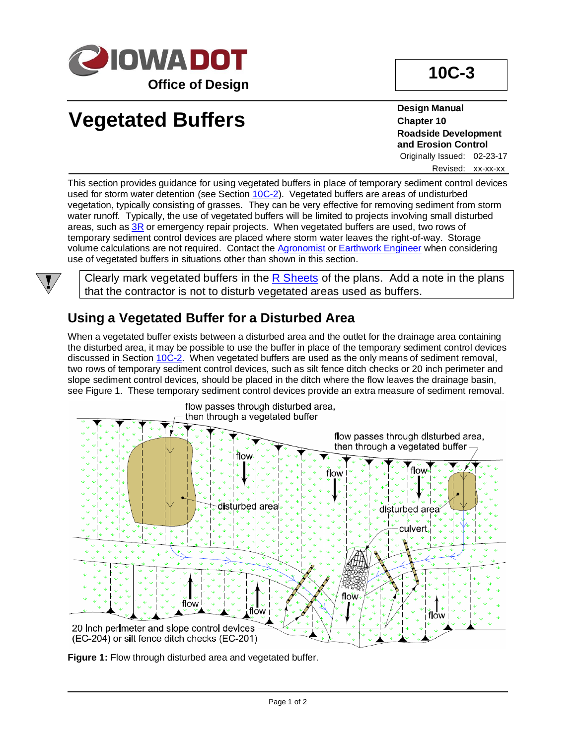# IOWA DOT
**Office of Design**

**10C-3**

# Vegetated Buffers

**Design Manual**
**Chapter 10**
**Roadside Development and Erosion Control**
Originally Issued: 02-23-17
Revised: xx-xx-xx

This section provides guidance for using vegetated buffers in place of temporary sediment control devices used for storm water detention (see Section 10C-2). Vegetated buffers are areas of undisturbed vegetation, typically consisting of grasses. They can be very effective for removing sediment from storm water runoff. Typically, the use of vegetated buffers will be limited to projects involving small disturbed areas, such as 3R or emergency repair projects. When vegetated buffers are used, two rows of temporary sediment control devices are placed where storm water leaves the right-of-way. Storage volume calculations are not required. Contact the Agronomist or Earthwork Engineer when considering use of vegetated buffers in situations other than shown in this section.

> Clearly mark vegetated buffers in the R Sheets of the plans. Add a note in the plans that the contractor is not to disturb vegetated areas used as buffers.

## Using a Vegetated Buffer for a Disturbed Area

When a vegetated buffer exists between a disturbed area and the outlet for the drainage area containing the disturbed area, it may be possible to use the buffer in place of the temporary sediment control devices discussed in Section 10C-2. When vegetated buffers are used as the only means of sediment removal, two rows of temporary sediment control devices, such as silt fence ditch checks or 20 inch perimeter and slope sediment control devices, should be placed in the ditch where the flow leaves the drainage basin, see Figure 1. These temporary sediment control devices provide an extra measure of sediment removal.

**Figure 1:** Flow through disturbed area and vegetated buffer.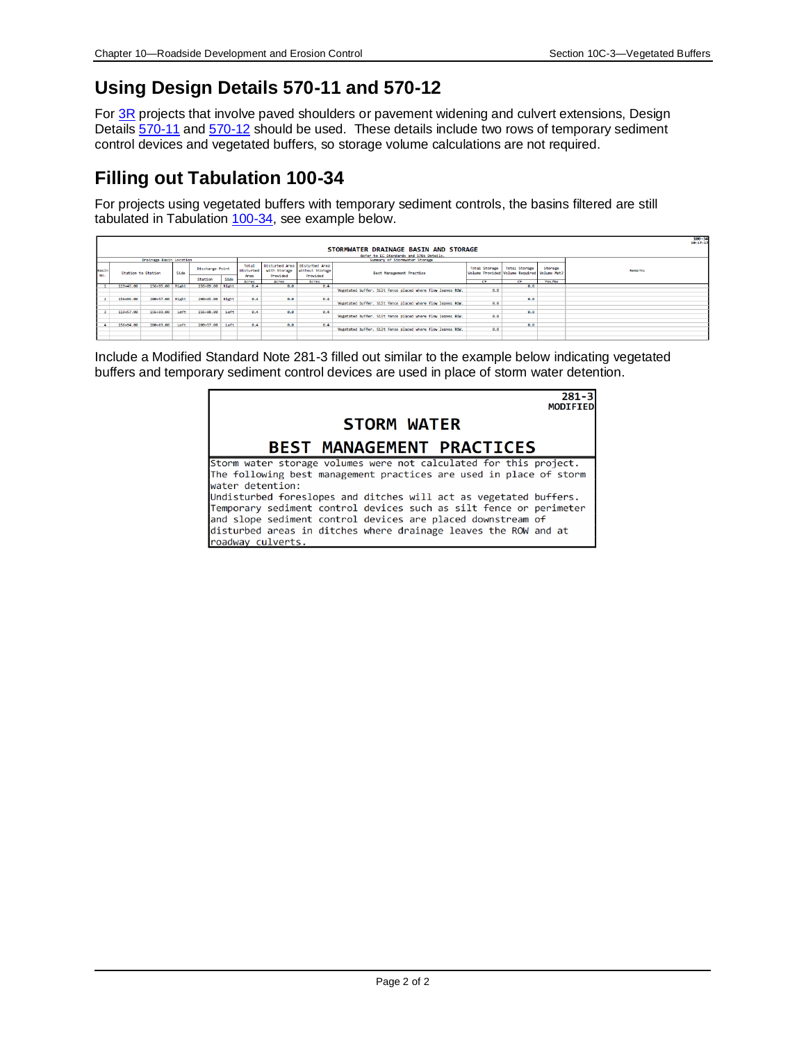## Using Design Details 570-11 and 570-12

For 3R projects that involve paved shoulders or pavement widening and culvert extensions, Design Details 570-11 and 570-12 should be used. These details include two rows of temporary sediment control devices and vegetated buffers, so storage volume calculations are not required.

## Filling out Tabulation 100-34

For projects using vegetated buffers with temporary sediment controls, the basins filtered are still tabulated in Tabulation 100-34, see example below.

100-34
10-17-17

**STORMWATER DRAINAGE BASIN AND STORAGE**

Refer to EC Standards and SPA Details.

| Drainage Basin Location | | | | | | Summary of Stormwater Storage | | | | | | | |
|---|---|---|---|---|---|---|---|---|---|---|---|---|---|
| Basin No. | Station to Station | | Side | Discharge Point | | Total Disturbed Area | Disturbed Area with Storage Provided | Disturbed Area without Storage Provided | Best Management Practice | Total Storage Volume Provided | Total Storage Volume Required | Storage Volume Met? | Remarks |
| | | | | Station | Side | Acres | Acres | Acres | | CF | CF | Yes/No | |
| 1 | 113+45.00 | 156+55.00 | Right | 156+09.00 | Right | 0.4 | 0.0 | 0.4 | Vegetated buffer. Silt fence placed where flow leaves ROW. | 0.0 | 0.0 | | |
| 2 | 156+06.00 | 200+57.00 | Right | 200+45.00 | Right | 0.4 | 0.0 | 0.4 | Vegetated buffer. Silt fence placed where flow leaves ROW. | 0.0 | 0.0 | | |
| 3 | 113+57.00 | 156+93.00 | Left | 156+08.00 | Left | 0.4 | 0.0 | 0.4 | Vegetated buffer. Silt fence placed where flow leaves ROW. | 0.0 | 0.0 | | |
| 4 | 156+94.00 | 200+63.00 | Left | 200+57.00 | Left | 0.4 | 0.0 | 0.4 | Vegetated buffer. Silt fence placed where flow leaves ROW. | 0.0 | 0.0 | | |

Include a Modified Standard Note 281-3 filled out similar to the example below indicating vegetated buffers and temporary sediment control devices are used in place of storm water detention.

281-3
MODIFIED

**STORM WATER**

**BEST MANAGEMENT PRACTICES**

Storm water storage volumes were not calculated for this project. The following best management practices are used in place of storm water detention:
Undisturbed foreslopes and ditches will act as vegetated buffers. Temporary sediment control devices such as silt fence or perimeter and slope sediment control devices are placed downstream of disturbed areas in ditches where drainage leaves the ROW and at roadway culverts.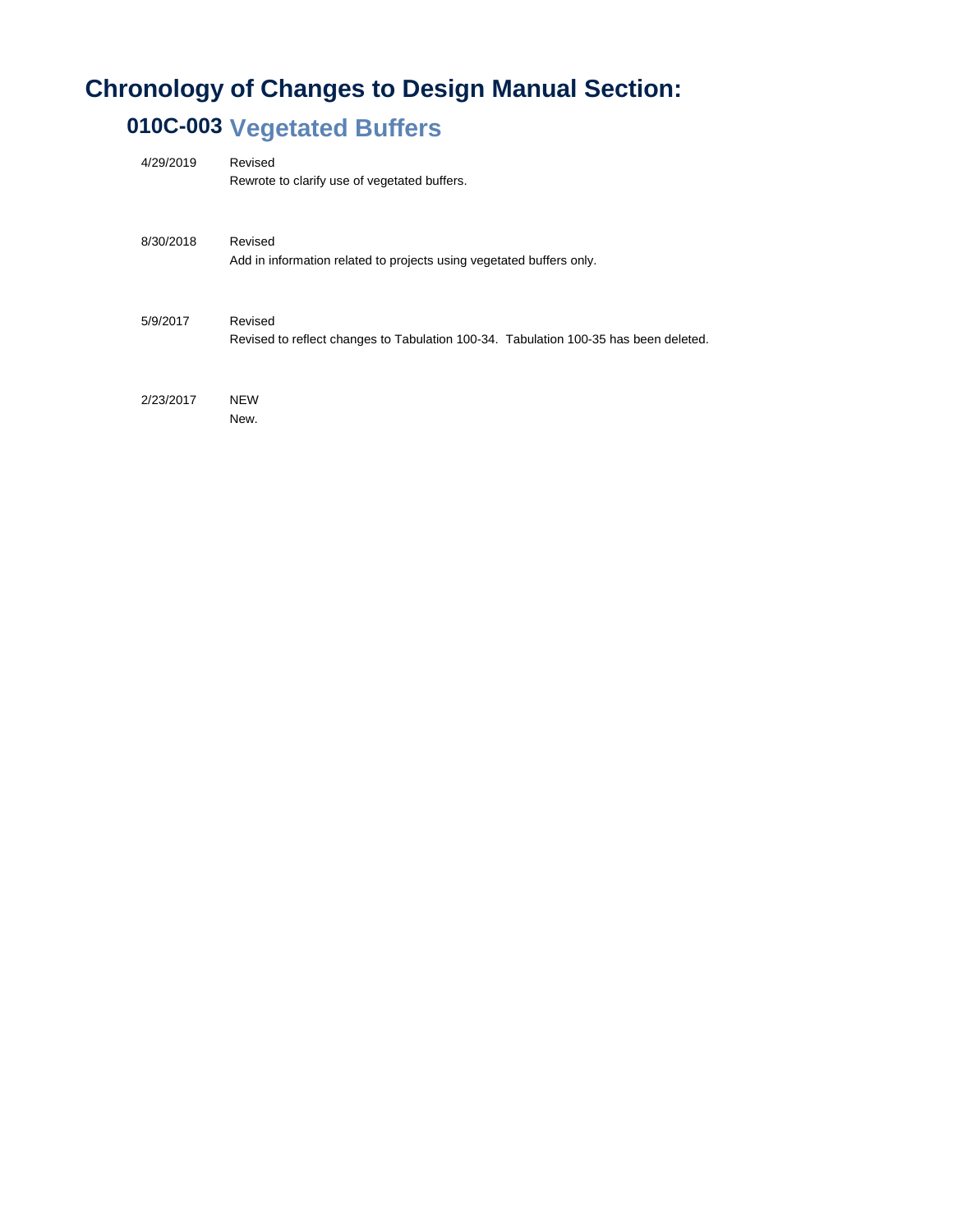# Chronology of Changes to Design Manual Section:

## 010C-003 Vegetated Buffers

4/29/2019 Revised
Rewrote to clarify use of vegetated buffers.

8/30/2018 Revised
Add in information related to projects using vegetated buffers only.

5/9/2017 Revised
Revised to reflect changes to Tabulation 100-34. Tabulation 100-35 has been deleted.

2/23/2017 NEW
New.